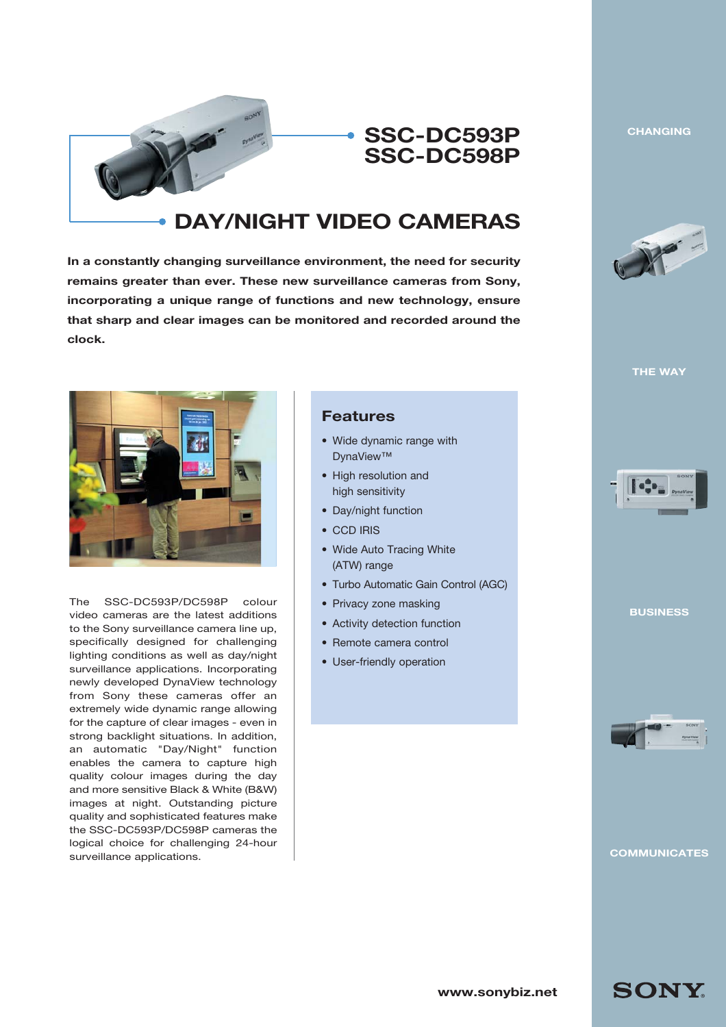# SSC-DC593P
# SSC-DC598P

## DAY/NIGHT VIDEO CAMERAS

**In a constantly changing surveillance environment, the need for security remains greater than ever. These new surveillance cameras from Sony, incorporating a unique range of functions and new technology, ensure that sharp and clear images can be monitored and recorded around the clock.**

The SSC-DC593P/DC598P colour video cameras are the latest additions to the Sony surveillance camera line up, specifically designed for challenging lighting conditions as well as day/night surveillance applications. Incorporating newly developed DynaView technology from Sony these cameras offer an extremely wide dynamic range allowing for the capture of clear images - even in strong backlight situations. In addition, an automatic "Day/Night" function enables the camera to capture high quality colour images during the day and more sensitive Black & White (B&W) images at night. Outstanding picture quality and sophisticated features make the SSC-DC593P/DC598P cameras the logical choice for challenging 24-hour surveillance applications.

### Features

- Wide dynamic range with DynaView™
- High resolution and high sensitivity
- Day/night function
- CCD IRIS
- Wide Auto Tracing White (ATW) range
- Turbo Automatic Gain Control (AGC)
- Privacy zone masking
- Activity detection function
- Remote camera control
- User-friendly operation

CHANGING THE WAY BUSINESS COMMUNICATES

www.sonybiz.net

SONY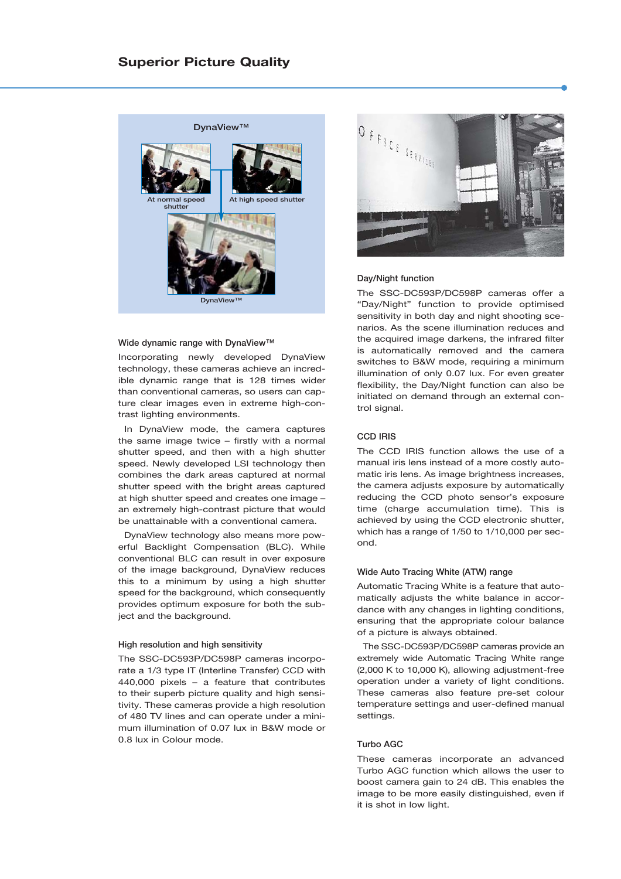## Superior Picture Quality

DynaView™

At normal speed shutter

At high speed shutter

DynaView™

### Wide dynamic range with DynaView™

Incorporating newly developed DynaView technology, these cameras achieve an incredible dynamic range that is 128 times wider than conventional cameras, so users can capture clear images even in extreme high-contrast lighting environments.

In DynaView mode, the camera captures the same image twice – firstly with a normal shutter speed, and then with a high shutter speed. Newly developed LSI technology then combines the dark areas captured at normal shutter speed with the bright areas captured at high shutter speed and creates one image – an extremely high-contrast picture that would be unattainable with a conventional camera.

DynaView technology also means more powerful Backlight Compensation (BLC). While conventional BLC can result in over exposure of the image background, DynaView reduces this to a minimum by using a high shutter speed for the background, which consequently provides optimum exposure for both the subject and the background.

### High resolution and high sensitivity

The SSC-DC593P/DC598P cameras incorporate a 1/3 type IT (Interline Transfer) CCD with 440,000 pixels – a feature that contributes to their superb picture quality and high sensitivity. These cameras provide a high resolution of 480 TV lines and can operate under a minimum illumination of 0.07 lux in B&W mode or 0.8 lux in Colour mode.

### Day/Night function

The SSC-DC593P/DC598P cameras offer a “Day/Night” function to provide optimised sensitivity in both day and night shooting scenarios. As the scene illumination reduces and the acquired image darkens, the infrared filter is automatically removed and the camera switches to B&W mode, requiring a minimum illumination of only 0.07 lux. For even greater flexibility, the Day/Night function can also be initiated on demand through an external control signal.

### CCD IRIS

The CCD IRIS function allows the use of a manual iris lens instead of a more costly automatic iris lens. As image brightness increases, the camera adjusts exposure by automatically reducing the CCD photo sensor’s exposure time (charge accumulation time). This is achieved by using the CCD electronic shutter, which has a range of 1/50 to 1/10,000 per second.

### Wide Auto Tracing White (ATW) range

Automatic Tracing White is a feature that automatically adjusts the white balance in accordance with any changes in lighting conditions, ensuring that the appropriate colour balance of a picture is always obtained.

The SSC-DC593P/DC598P cameras provide an extremely wide Automatic Tracing White range (2,000 K to 10,000 K), allowing adjustment-free operation under a variety of light conditions. These cameras also feature pre-set colour temperature settings and user-defined manual settings.

### Turbo AGC

These cameras incorporate an advanced Turbo AGC function which allows the user to boost camera gain to 24 dB. This enables the image to be more easily distinguished, even if it is shot in low light.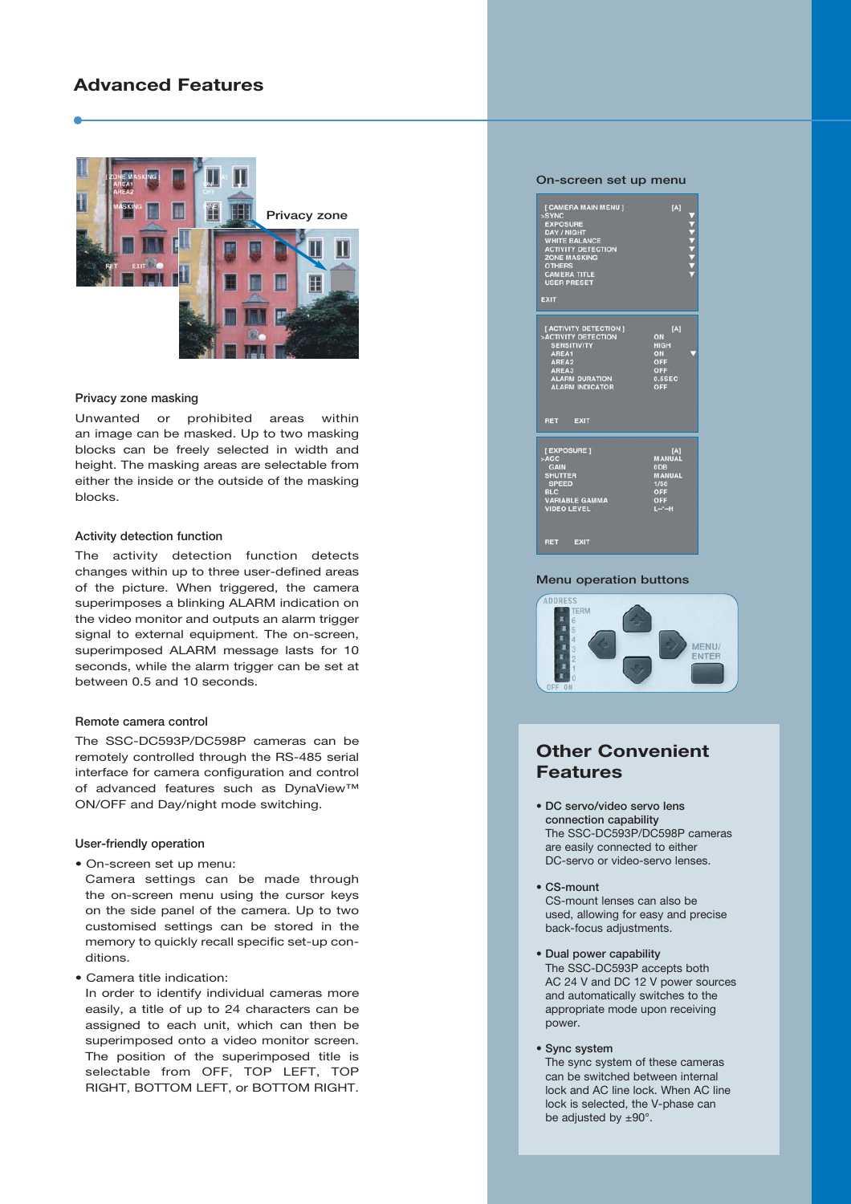# Advanced Features

### Privacy zone masking

Unwanted or prohibited areas within an image can be masked. Up to two masking blocks can be freely selected in width and height. The masking areas are selectable from either the inside or the outside of the masking blocks.

### Activity detection function

The activity detection function detects changes within up to three user-defined areas of the picture. When triggered, the camera superimposes a blinking ALARM indication on the video monitor and outputs an alarm trigger signal to external equipment. The on-screen, superimposed ALARM message lasts for 10 seconds, while the alarm trigger can be set at between 0.5 and 10 seconds.

### Remote camera control

The SSC-DC593P/DC598P cameras can be remotely controlled through the RS-485 serial interface for camera configuration and control of advanced features such as DynaView™ ON/OFF and Day/night mode switching.

### User-friendly operation

- On-screen set up menu:
  Camera settings can be made through the on-screen menu using the cursor keys on the side panel of the camera. Up to two customised settings can be stored in the memory to quickly recall specific set-up conditions.
- Camera title indication:
  In order to identify individual cameras more easily, a title of up to 24 characters can be assigned to each unit, which can then be superimposed onto a video monitor screen. The position of the superimposed title is selectable from OFF, TOP LEFT, TOP RIGHT, BOTTOM LEFT, or BOTTOM RIGHT.

## Other Convenient Features

- **DC servo/video servo lens connection capability**
  The SSC-DC593P/DC598P cameras are easily connected to either DC-servo or video-servo lenses.
- **CS-mount**
  CS-mount lenses can also be used, allowing for easy and precise back-focus adjustments.
- **Dual power capability**
  The SSC-DC593P accepts both AC 24 V and DC 12 V power sources and automatically switches to the appropriate mode upon receiving power.
- **Sync system**
  The sync system of these cameras can be switched between internal lock and AC line lock. When AC line lock is selected, the V-phase can be adjusted by ±90°.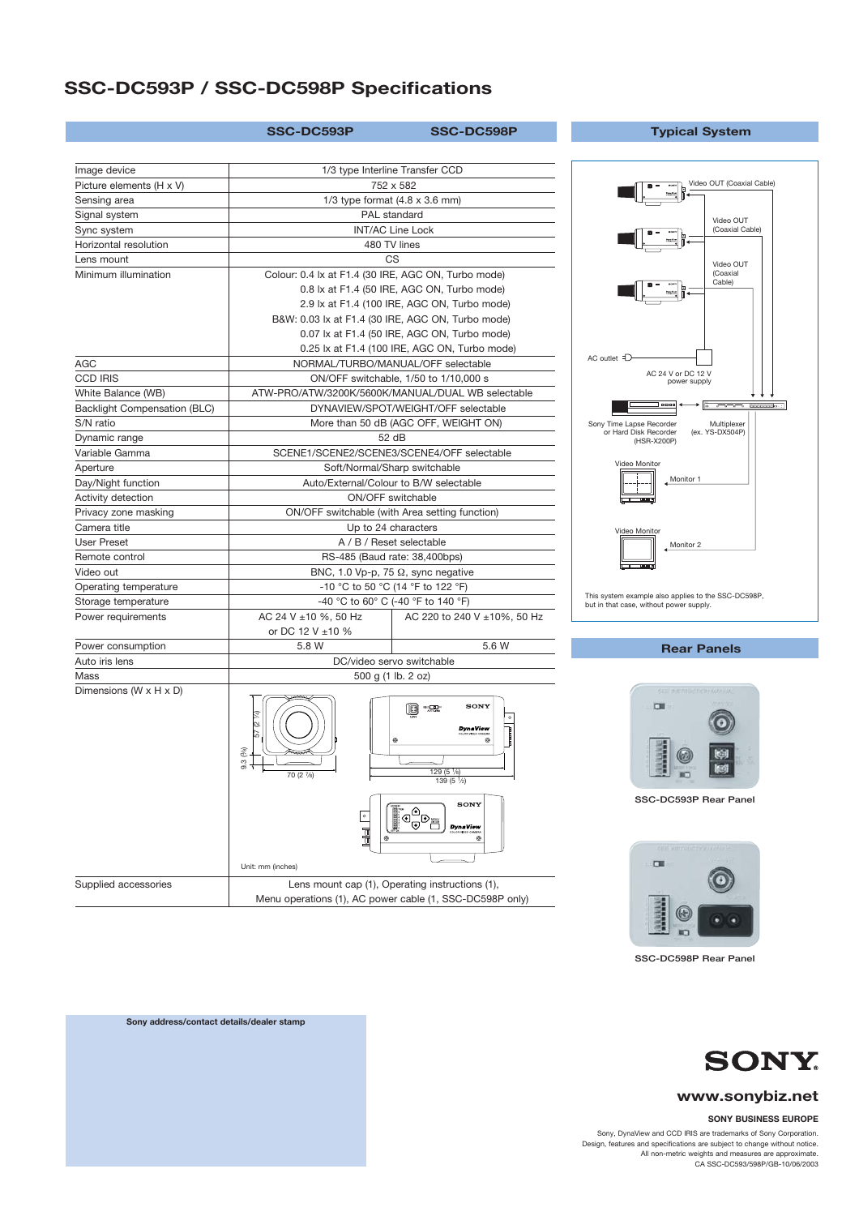# SSC-DC593P / SSC-DC598P Specifications

| | SSC-DC593P | SSC-DC598P |
|---|---|---|
| Image device | 1/3 type Interline Transfer CCD | |
| Picture elements (H x V) | 752 x 582 | |
| Sensing area | 1/3 type format (4.8 x 3.6 mm) | |
| Signal system | PAL standard | |
| Sync system | INT/AC Line Lock | |
| Horizontal resolution | 480 TV lines | |
| Lens mount | CS | |
| Minimum illumination | Colour: 0.4 lx at F1.4 (30 IRE, AGC ON, Turbo mode)<br>0.8 lx at F1.4 (50 IRE, AGC ON, Turbo mode)<br>2.9 lx at F1.4 (100 IRE, AGC ON, Turbo mode)<br>B&W: 0.03 lx at F1.4 (30 IRE, AGC ON, Turbo mode)<br>0.07 lx at F1.4 (50 IRE, AGC ON, Turbo mode)<br>0.25 lx at F1.4 (100 IRE, AGC ON, Turbo mode) | |
| AGC | NORMAL/TURBO/MANUAL/OFF selectable | |
| CCD IRIS | ON/OFF switchable, 1/50 to 1/10,000 s | |
| White Balance (WB) | ATW-PRO/ATW/3200K/5600K/MANUAL/DUAL WB selectable | |
| Backlight Compensation (BLC) | DYNAVIEW/SPOT/WEIGHT/OFF selectable | |
| S/N ratio | More than 50 dB (AGC OFF, WEIGHT ON) | |
| Dynamic range | 52 dB | |
| Variable Gamma | SCENE1/SCENE2/SCENE3/SCENE4/OFF selectable | |
| Aperture | Soft/Normal/Sharp switchable | |
| Day/Night function | Auto/External/Colour to B/W selectable | |
| Activity detection | ON/OFF switchable | |
| Privacy zone masking | ON/OFF switchable (with Area setting function) | |
| Camera title | Up to 24 characters | |
| User Preset | A / B / Reset selectable | |
| Remote control | RS-485 (Baud rate: 38,400bps) | |
| Video out | BNC, 1.0 Vp-p, 75 Ω, sync negative | |
| Operating temperature | -10 °C to 50 °C (14 °F to 122 °F) | |
| Storage temperature | -40 °C to 60° C (-40 °F to 140 °F) | |
| Power requirements | AC 24 V ±10 %, 50 Hz<br>or DC 12 V ±10 % | AC 220 to 240 V ±10%, 50 Hz |
| Power consumption | 5.8 W | 5.6 W |
| Auto iris lens | DC/video servo switchable | |
| Mass | 500 g (1 lb. 2 oz) | |
| Dimensions (W x H x D) | 57 (2 ¼)<br>9.3 (⅜)<br>70 (2 ⅞)<br>129 (5 ⅛)<br>139 (5 ½)<br>Unit: mm (inches) | |
| Supplied accessories | Lens mount cap (1), Operating instructions (1),<br>Menu operations (1), AC power cable (1, SSC-DC598P only) | |

## Typical System

Video OUT (Coaxial Cable)

Video OUT (Coaxial Cable)

Video OUT (Coaxial Cable)

AC outlet

AC 24 V or DC 12 V power supply

Sony Time Lapse Recorder or Hard Disk Recorder (HSR-X200P)

Multiplexer (ex. YS-DX504P)

Video Monitor

Monitor 1

Video Monitor

Monitor 2

This system example also applies to the SSC-DC598P, but in that case, without power supply.

## Rear Panels

SSC-DC593P Rear Panel

SSC-DC598P Rear Panel

**Sony address/contact details/dealer stamp**

SONY

**www.sonybiz.net**

**SONY BUSINESS EUROPE**

Sony, DynaView and CCD IRIS are trademarks of Sony Corporation.
Design, features and specifications are subject to change without notice.
All non-metric weights and measures are approximate.
CA SSC-DC593/598P/GB-10/06/2003